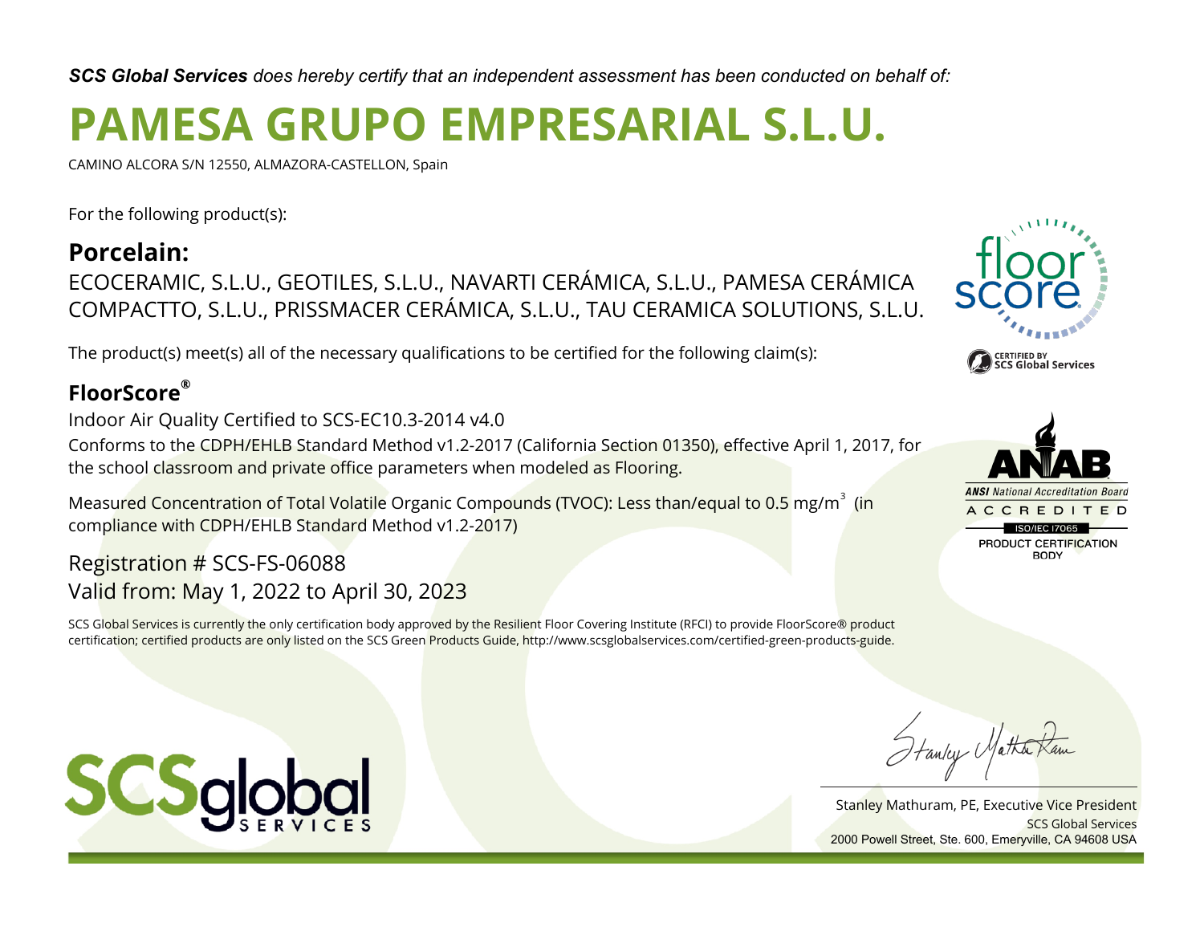***SCS Global Services*** *does hereby certify that an independent assessment has been conducted on behalf of:*

# PAMESA GRUPO EMPRESARIAL S.L.U.

CAMINO ALCORA S/N 12550, ALMAZORA-CASTELLON, Spain

For the following product(s):

## Porcelain:

ECOCERAMIC, S.L.U., GEOTILES, S.L.U., NAVARTI CERÁMICA, S.L.U., PAMESA CERÁMICA COMPACTTO, S.L.U., PRISSMACER CERÁMICA, S.L.U., TAU CERAMICA SOLUTIONS, S.L.U.

The product(s) meet(s) all of the necessary qualifications to be certified for the following claim(s):

## FloorScore®

Indoor Air Quality Certified to SCS-EC10.3-2014 v4.0

Conforms to the CDPH/EHLB Standard Method v1.2-2017 (California Section 01350), effective April 1, 2017, for the school classroom and private office parameters when modeled as Flooring.

Measured Concentration of Total Volatile Organic Compounds (TVOC): Less than/equal to 0.5 $mg/m^3$ (in compliance with CDPH/EHLB Standard Method v1.2-2017)

Registration # SCS-FS-06088

Valid from: May 1, 2022 to April 30, 2023

SCS Global Services is currently the only certification body approved by the Resilient Floor Covering Institute (RFCI) to provide FloorScore® product certification; certified products are only listed on the SCS Green Products Guide, http://www.scsglobalservices.com/certified-green-products-guide.

floor score — CERTIFIED BY SCS Global Services

ANAB — ANSI National Accreditation Board — ACCREDITED — ISO/IEC 17065 — PRODUCT CERTIFICATION BODY

SCSglobal SERVICES

Stanley Mathuram, PE, Executive Vice President
SCS Global Services
2000 Powell Street, Ste. 600, Emeryville, CA 94608 USA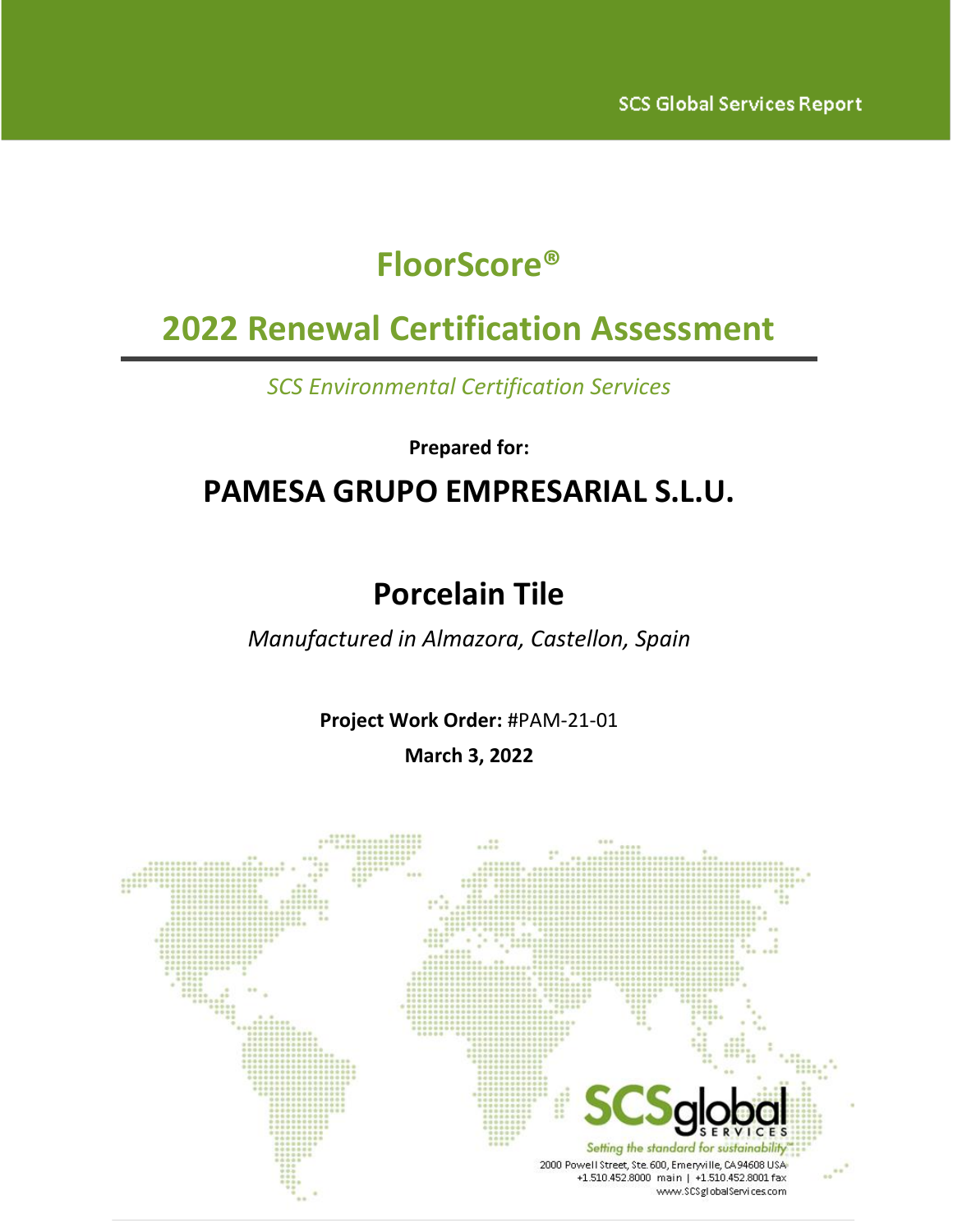SCS Global Services Report

# FloorScore®

# 2022 Renewal Certification Assessment

*SCS Environmental Certification Services*

**Prepared for:**

## PAMESA GRUPO EMPRESARIAL S.L.U.

## Porcelain Tile

*Manufactured in Almazora, Castellon, Spain*

**Project Work Order:** #PAM-21-01

**March 3, 2022**

SCSglobal SERVICES
*Setting the standard for sustainability*
2000 Powell Street, Ste. 600, Emeryville, CA 94608 USA
+1.510.452.8000 main | +1.510.452.8001 fax
www.SCSglobalServices.com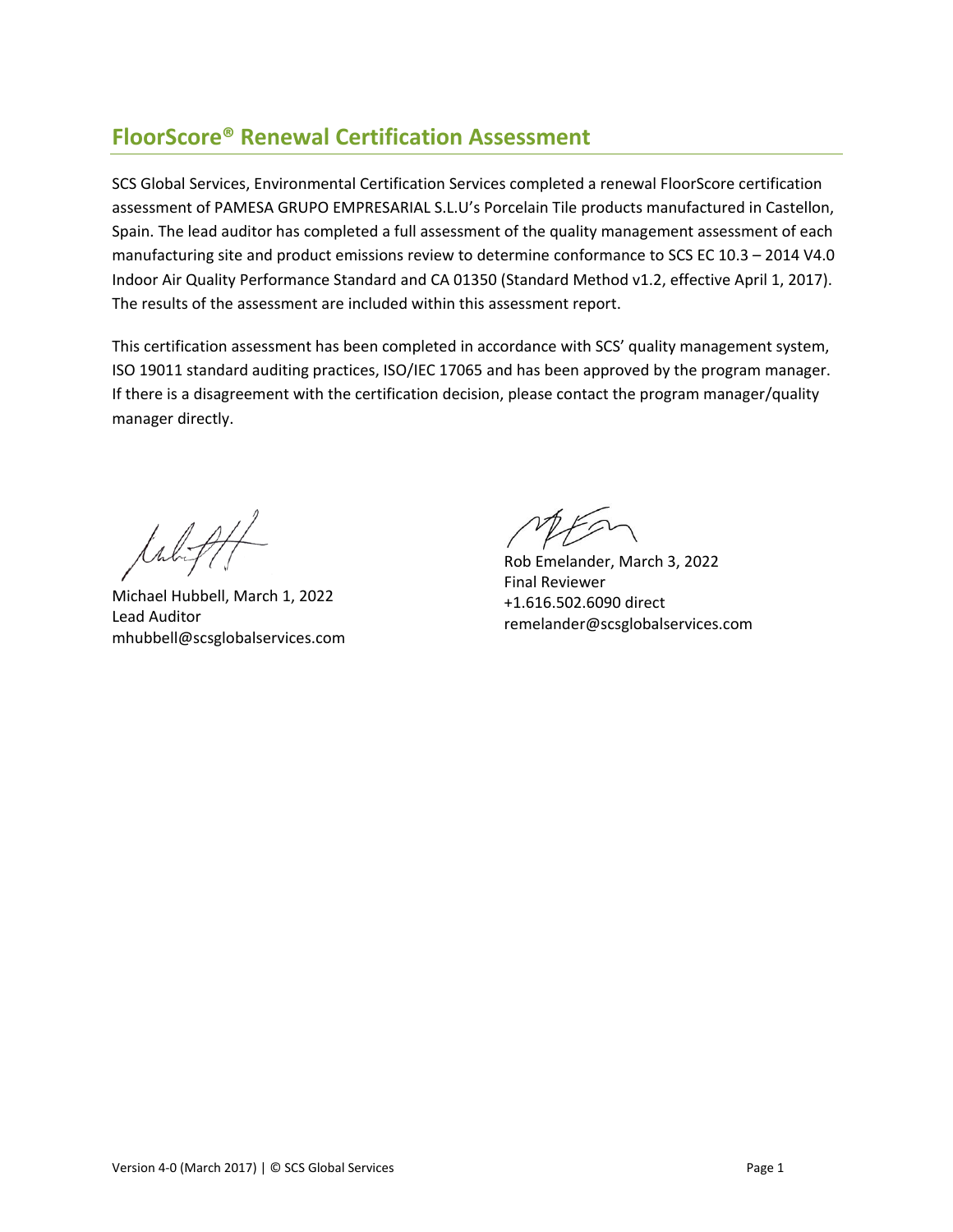## FloorScore® Renewal Certification Assessment

SCS Global Services, Environmental Certification Services completed a renewal FloorScore certification assessment of PAMESA GRUPO EMPRESARIAL S.L.U's Porcelain Tile products manufactured in Castellon, Spain. The lead auditor has completed a full assessment of the quality management assessment of each manufacturing site and product emissions review to determine conformance to SCS EC 10.3 – 2014 V4.0 Indoor Air Quality Performance Standard and CA 01350 (Standard Method v1.2, effective April 1, 2017). The results of the assessment are included within this assessment report.

This certification assessment has been completed in accordance with SCS' quality management system, ISO 19011 standard auditing practices, ISO/IEC 17065 and has been approved by the program manager. If there is a disagreement with the certification decision, please contact the program manager/quality manager directly.

Michael Hubbell, March 1, 2022
Lead Auditor
mhubbell@scsglobalservices.com

Rob Emelander, March 3, 2022
Final Reviewer
+1.616.502.6090 direct
remelander@scsglobalservices.com

Version 4-0 (March 2017) | © SCS Global Services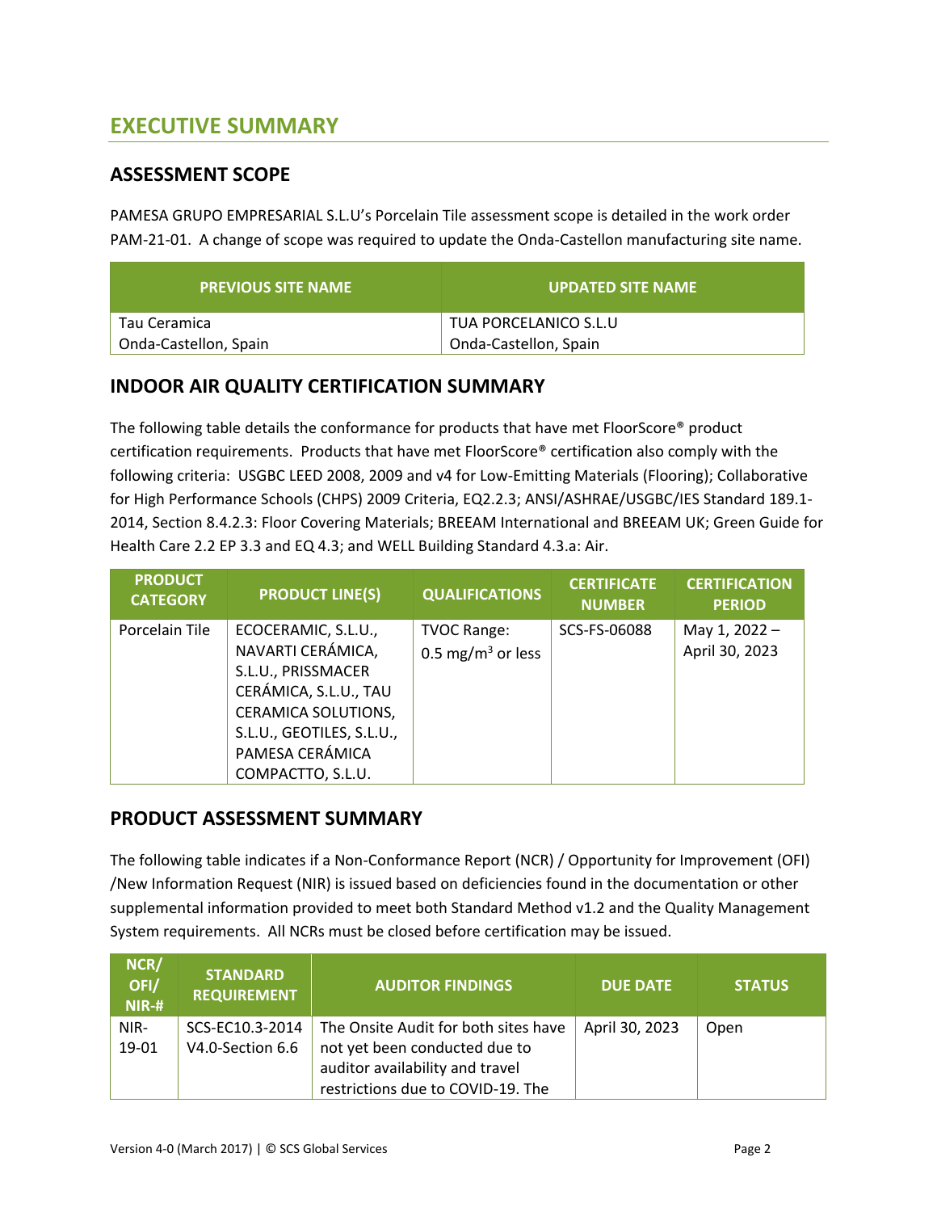## EXECUTIVE SUMMARY

### ASSESSMENT SCOPE

PAMESA GRUPO EMPRESARIAL S.L.U's Porcelain Tile assessment scope is detailed in the work order PAM-21-01. A change of scope was required to update the Onda-Castellon manufacturing site name.

| PREVIOUS SITE NAME | UPDATED SITE NAME |
|---|---|
| Tau Ceramica<br>Onda-Castellon, Spain | TUA PORCELANICO S.L.U<br>Onda-Castellon, Spain |

### INDOOR AIR QUALITY CERTIFICATION SUMMARY

The following table details the conformance for products that have met FloorScore® product certification requirements. Products that have met FloorScore® certification also comply with the following criteria: USGBC LEED 2008, 2009 and v4 for Low-Emitting Materials (Flooring); Collaborative for High Performance Schools (CHPS) 2009 Criteria, EQ2.2.3; ANSI/ASHRAE/USGBC/IES Standard 189.1-2014, Section 8.4.2.3: Floor Covering Materials; BREEAM International and BREEAM UK; Green Guide for Health Care 2.2 EP 3.3 and EQ 4.3; and WELL Building Standard 4.3.a: Air.

| PRODUCT CATEGORY | PRODUCT LINE(S) | QUALIFICATIONS | CERTIFICATE NUMBER | CERTIFICATION PERIOD |
|---|---|---|---|---|
| Porcelain Tile | ECOCERAMIC, S.L.U., NAVARTI CERÁMICA, S.L.U., PRISSMACER CERÁMICA, S.L.U., TAU CERAMICA SOLUTIONS, S.L.U., GEOTILES, S.L.U., PAMESA CERÁMICA COMPACTTO, S.L.U. | TVOC Range: 0.5 $mg/m^3$ or less | SCS-FS-06088 | May 1, 2022 – April 30, 2023 |

### PRODUCT ASSESSMENT SUMMARY

The following table indicates if a Non-Conformance Report (NCR) / Opportunity for Improvement (OFI) /New Information Request (NIR) is issued based on deficiencies found in the documentation or other supplemental information provided to meet both Standard Method v1.2 and the Quality Management System requirements. All NCRs must be closed before certification may be issued.

| NCR/ OFI/ NIR-# | STANDARD REQUIREMENT | AUDITOR FINDINGS | DUE DATE | STATUS |
|---|---|---|---|---|
| NIR-19-01 | SCS-EC10.3-2014 V4.0-Section 6.6 | The Onsite Audit for both sites have not yet been conducted due to auditor availability and travel restrictions due to COVID-19. The | April 30, 2023 | Open |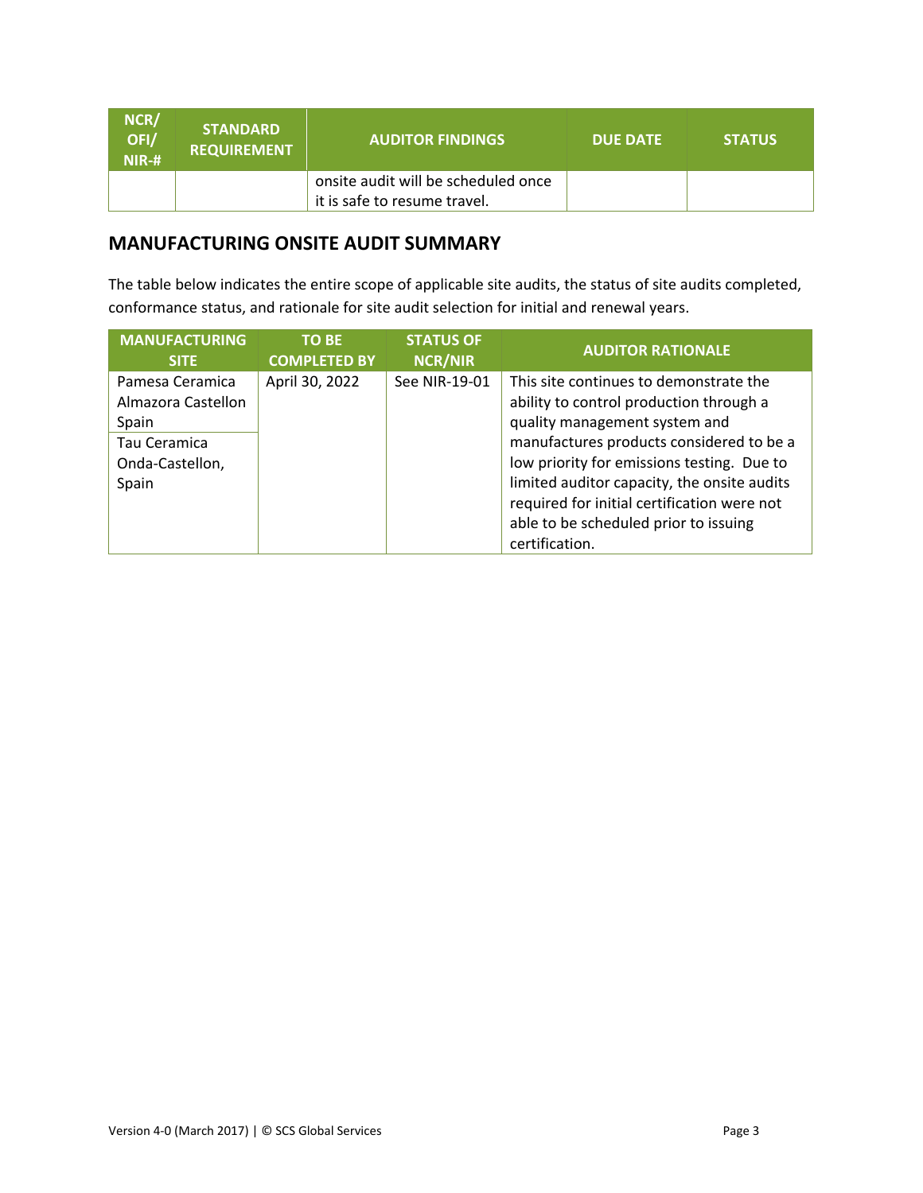| NCR/ OFI/ NIR-# | STANDARD REQUIREMENT | AUDITOR FINDINGS | DUE DATE | STATUS |
|---|---|---|---|---|
| | | onsite audit will be scheduled once it is safe to resume travel. | | |

## MANUFACTURING ONSITE AUDIT SUMMARY

The table below indicates the entire scope of applicable site audits, the status of site audits completed, conformance status, and rationale for site audit selection for initial and renewal years.

| MANUFACTURING SITE | TO BE COMPLETED BY | STATUS OF NCR/NIR | AUDITOR RATIONALE |
|---|---|---|---|
| Pamesa Ceramica Almazora Castellon Spain<br>Tau Ceramica Onda-Castellon, Spain | April 30, 2022 | See NIR-19-01 | This site continues to demonstrate the ability to control production through a quality management system and manufactures products considered to be a low priority for emissions testing. Due to limited auditor capacity, the onsite audits required for initial certification were not able to be scheduled prior to issuing certification. |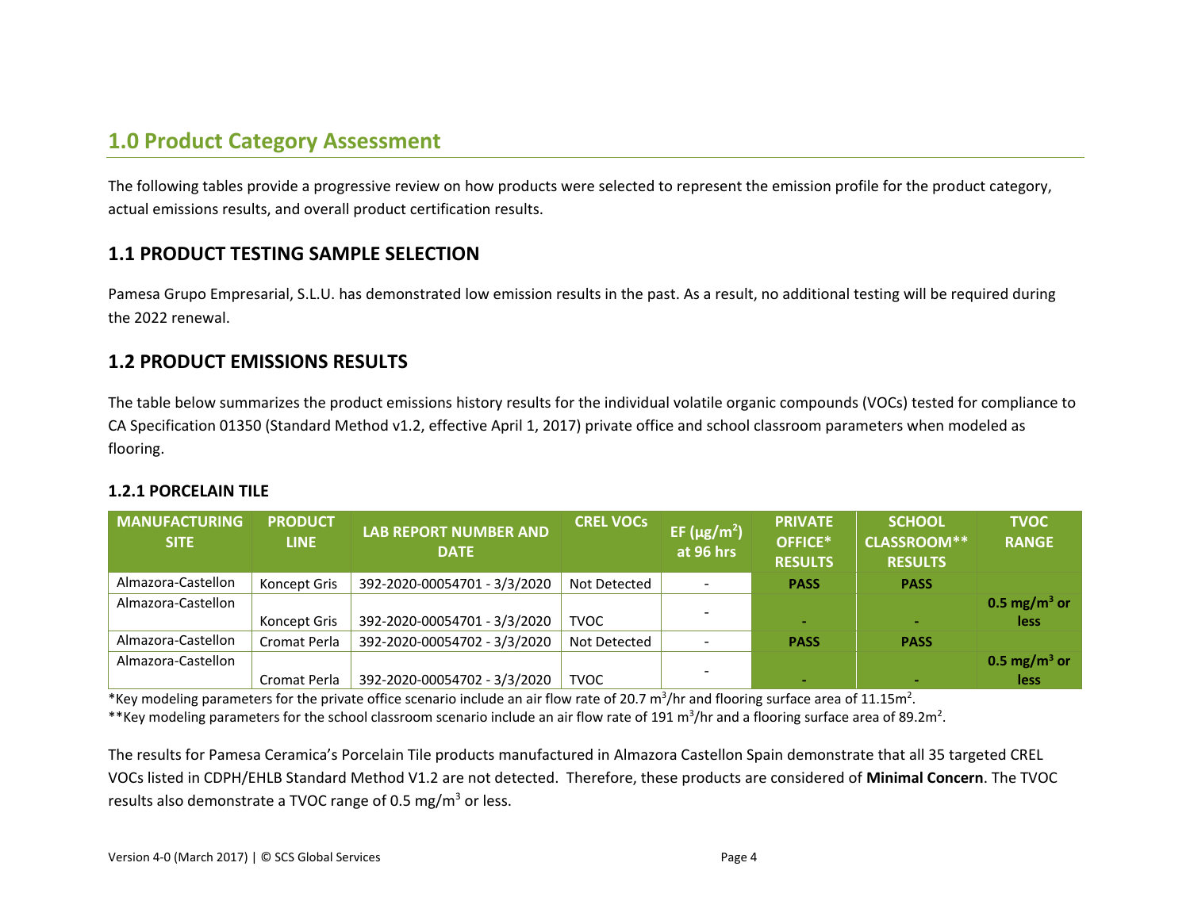## 1.0 Product Category Assessment

The following tables provide a progressive review on how products were selected to represent the emission profile for the product category, actual emissions results, and overall product certification results.

### 1.1 PRODUCT TESTING SAMPLE SELECTION

Pamesa Grupo Empresarial, S.L.U. has demonstrated low emission results in the past. As a result, no additional testing will be required during the 2022 renewal.

### 1.2 PRODUCT EMISSIONS RESULTS

The table below summarizes the product emissions history results for the individual volatile organic compounds (VOCs) tested for compliance to CA Specification 01350 (Standard Method v1.2, effective April 1, 2017) private office and school classroom parameters when modeled as flooring.

#### 1.2.1 PORCELAIN TILE

| MANUFACTURING SITE | PRODUCT LINE | LAB REPORT NUMBER AND DATE | CREL VOCs | EF ($\mu g/m^2$) at 96 hrs | PRIVATE OFFICE* RESULTS | SCHOOL CLASSROOM** RESULTS | TVOC RANGE |
|---|---|---|---|---|---|---|---|
| Almazora-Castellon | Koncept Gris | 392-2020-00054701 - 3/3/2020 | Not Detected | - | **PASS** | **PASS** | |
| Almazora-Castellon | Koncept Gris | 392-2020-00054701 - 3/3/2020 | TVOC | - | - | - | **0.5 $mg/m^3$ or less** |
| Almazora-Castellon | Cromat Perla | 392-2020-00054702 - 3/3/2020 | Not Detected | - | **PASS** | **PASS** | |
| Almazora-Castellon | Cromat Perla | 392-2020-00054702 - 3/3/2020 | TVOC | - | - | - | **0.5 $mg/m^3$ or less** |

*Key modeling parameters for the private office scenario include an air flow rate of 20.7 $m^3$/hr and flooring surface area of 11.15$m^2$.

**Key modeling parameters for the school classroom scenario include an air flow rate of 191 $m^3$/hr and a flooring surface area of 89.2$m^2$.

The results for Pamesa Ceramica's Porcelain Tile products manufactured in Almazora Castellon Spain demonstrate that all 35 targeted CREL VOCs listed in CDPH/EHLB Standard Method V1.2 are not detected. Therefore, these products are considered of **Minimal Concern**. The TVOC results also demonstrate a TVOC range of 0.5 $mg/m^3$ or less.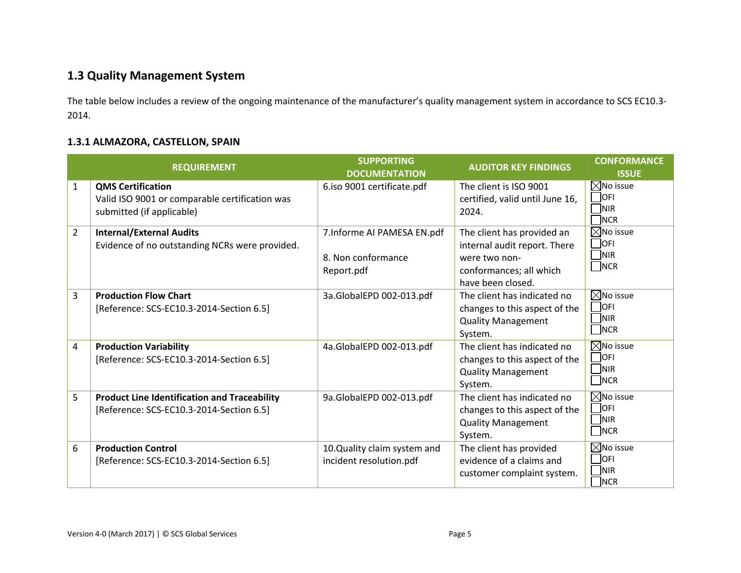## 1.3 Quality Management System

The table below includes a review of the ongoing maintenance of the manufacturer's quality management system in accordance to SCS EC10.3-2014.

### 1.3.1 ALMAZORA, CASTELLON, SPAIN

| | REQUIREMENT | SUPPORTING DOCUMENTATION | AUDITOR KEY FINDINGS | CONFORMANCE ISSUE |
|---|---|---|---|---|
| 1 | **QMS Certification**<br>Valid ISO 9001 or comparable certification was submitted (if applicable) | 6.iso 9001 certificate.pdf | The client is ISO 9001 certified, valid until June 16, 2024. | ☒No issue<br>☐OFI<br>☐NIR<br>☐NCR |
| 2 | **Internal/External Audits**<br>Evidence of no outstanding NCRs were provided. | 7.Informe AI PAMESA EN.pdf<br><br>8. Non conformance Report.pdf | The client has provided an internal audit report. There were two non-conformances; all which have been closed. | ☒No issue<br>☐OFI<br>☐NIR<br>☐NCR |
| 3 | **Production Flow Chart**<br>[Reference: SCS-EC10.3-2014-Section 6.5] | 3a.GlobalEPD 002-013.pdf | The client has indicated no changes to this aspect of the Quality Management System. | ☒No issue<br>☐OFI<br>☐NIR<br>☐NCR |
| 4 | **Production Variability**<br>[Reference: SCS-EC10.3-2014-Section 6.5] | 4a.GlobalEPD 002-013.pdf | The client has indicated no changes to this aspect of the Quality Management System. | ☒No issue<br>☐OFI<br>☐NIR<br>☐NCR |
| 5 | **Product Line Identification and Traceability**<br>[Reference: SCS-EC10.3-2014-Section 6.5] | 9a.GlobalEPD 002-013.pdf | The client has indicated no changes to this aspect of the Quality Management System. | ☒No issue<br>☐OFI<br>☐NIR<br>☐NCR |
| 6 | **Production Control**<br>[Reference: SCS-EC10.3-2014-Section 6.5] | 10.Quality claim system and incident resolution.pdf | The client has provided evidence of a claims and customer complaint system. | ☒No issue<br>☐OFI<br>☐NIR<br>☐NCR |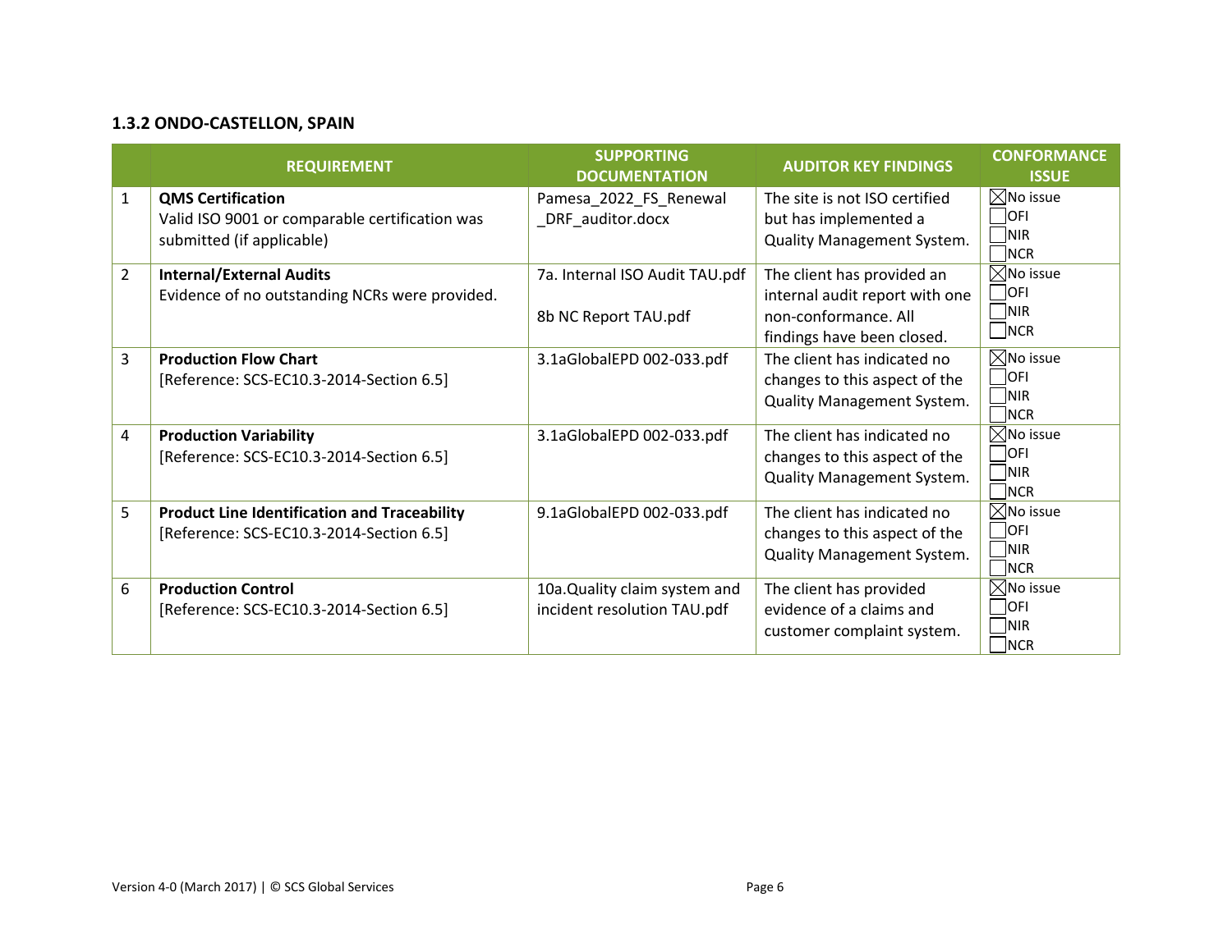### 1.3.2 ONDO-CASTELLON, SPAIN

| | REQUIREMENT | SUPPORTING DOCUMENTATION | AUDITOR KEY FINDINGS | CONFORMANCE ISSUE |
|---|---|---|---|---|
| 1 | **QMS Certification**<br>Valid ISO 9001 or comparable certification was submitted (if applicable) | Pamesa_2022_FS_Renewal_DRF_auditor.docx | The site is not ISO certified but has implemented a Quality Management System. | ☒No issue<br>☐OFI<br>☐NIR<br>☐NCR |
| 2 | **Internal/External Audits**<br>Evidence of no outstanding NCRs were provided. | 7a. Internal ISO Audit TAU.pdf<br><br>8b NC Report TAU.pdf | The client has provided an internal audit report with one non-conformance. All findings have been closed. | ☒No issue<br>☐OFI<br>☐NIR<br>☐NCR |
| 3 | **Production Flow Chart**<br>[Reference: SCS-EC10.3-2014-Section 6.5] | 3.1aGlobalEPD 002-033.pdf | The client has indicated no changes to this aspect of the Quality Management System. | ☒No issue<br>☐OFI<br>☐NIR<br>☐NCR |
| 4 | **Production Variability**<br>[Reference: SCS-EC10.3-2014-Section 6.5] | 3.1aGlobalEPD 002-033.pdf | The client has indicated no changes to this aspect of the Quality Management System. | ☒No issue<br>☐OFI<br>☐NIR<br>☐NCR |
| 5 | **Product Line Identification and Traceability**<br>[Reference: SCS-EC10.3-2014-Section 6.5] | 9.1aGlobalEPD 002-033.pdf | The client has indicated no changes to this aspect of the Quality Management System. | ☒No issue<br>☐OFI<br>☐NIR<br>☐NCR |
| 6 | **Production Control**<br>[Reference: SCS-EC10.3-2014-Section 6.5] | 10a.Quality claim system and incident resolution TAU.pdf | The client has provided evidence of a claims and customer complaint system. | ☒No issue<br>☐OFI<br>☐NIR<br>☐NCR |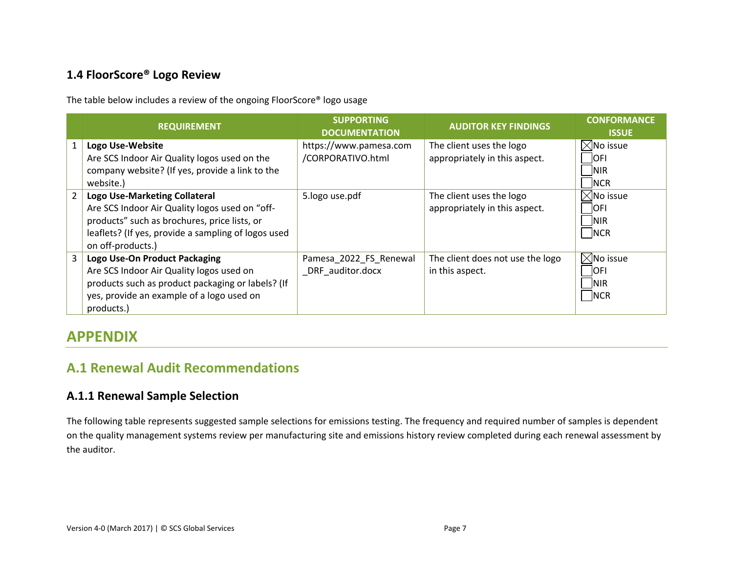### 1.4 FloorScore® Logo Review

The table below includes a review of the ongoing FloorScore® logo usage

| | REQUIREMENT | SUPPORTING DOCUMENTATION | AUDITOR KEY FINDINGS | CONFORMANCE ISSUE |
|---|---|---|---|---|
| 1 | **Logo Use-Website** Are SCS Indoor Air Quality logos used on the company website? (If yes, provide a link to the website.) | https://www.pamesa.com/CORPORATIVO.html | The client uses the logo appropriately in this aspect. | ☒ No issue ☐ OFI ☐ NIR ☐ NCR |
| 2 | **Logo Use-Marketing Collateral** Are SCS Indoor Air Quality logos used on "off-products" such as brochures, price lists, or leaflets? (If yes, provide a sampling of logos used on off-products.) | 5.logo use.pdf | The client uses the logo appropriately in this aspect. | ☒ No issue ☐ OFI ☐ NIR ☐ NCR |
| 3 | **Logo Use-On Product Packaging** Are SCS Indoor Air Quality logos used on products such as product packaging or labels? (If yes, provide an example of a logo used on products.) | Pamesa_2022_FS_Renewal_DRF_auditor.docx | The client does not use the logo in this aspect. | ☒ No issue ☐ OFI ☐ NIR ☐ NCR |

# APPENDIX

## A.1 Renewal Audit Recommendations

### A.1.1 Renewal Sample Selection

The following table represents suggested sample selections for emissions testing. The frequency and required number of samples is dependent on the quality management systems review per manufacturing site and emissions history review completed during each renewal assessment by the auditor.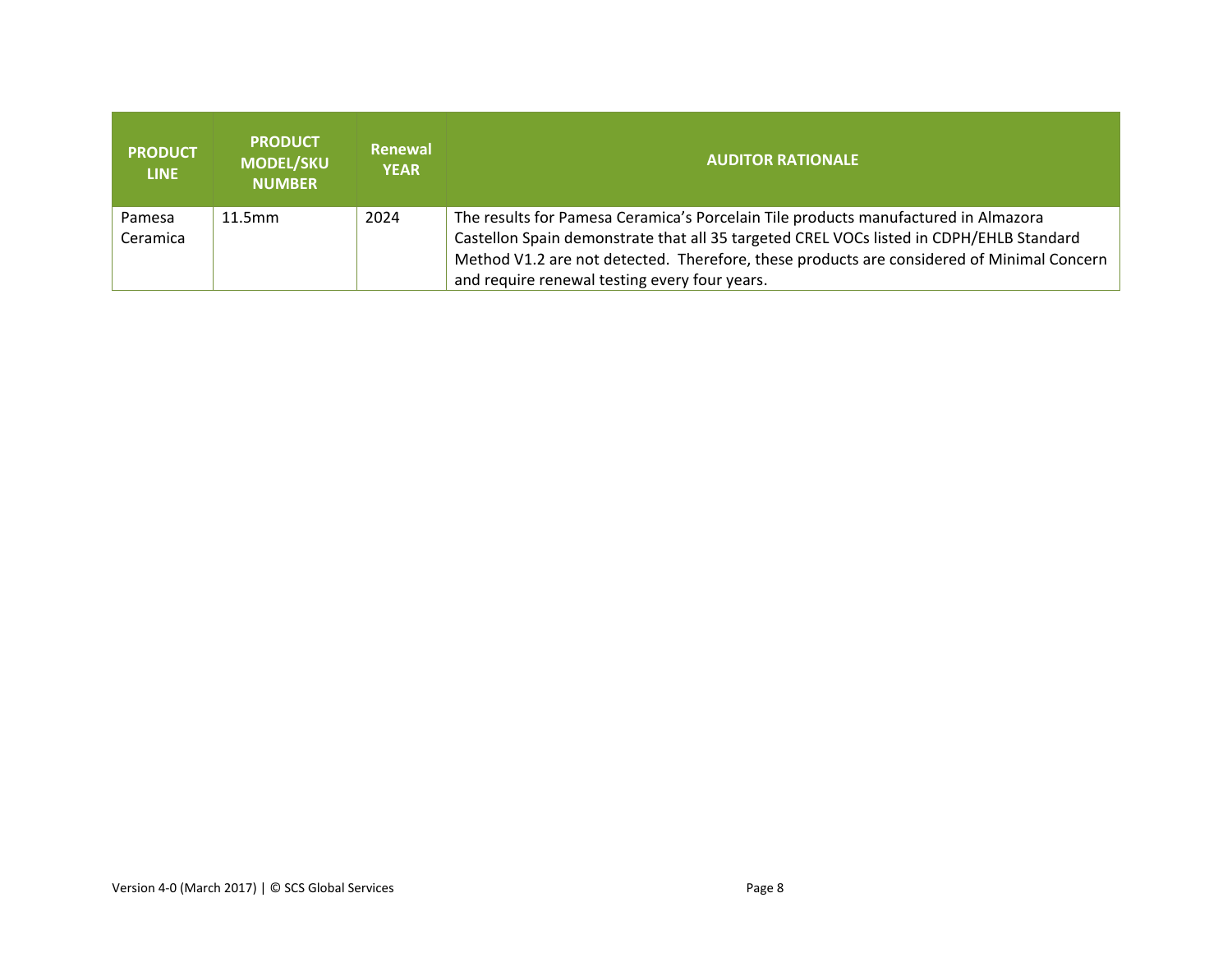| PRODUCT LINE | PRODUCT MODEL/SKU NUMBER | Renewal YEAR | AUDITOR RATIONALE |
| --- | --- | --- | --- |
| Pamesa Ceramica | 11.5mm | 2024 | The results for Pamesa Ceramica's Porcelain Tile products manufactured in Almazora Castellon Spain demonstrate that all 35 targeted CREL VOCs listed in CDPH/EHLB Standard Method V1.2 are not detected. Therefore, these products are considered of Minimal Concern and require renewal testing every four years. |